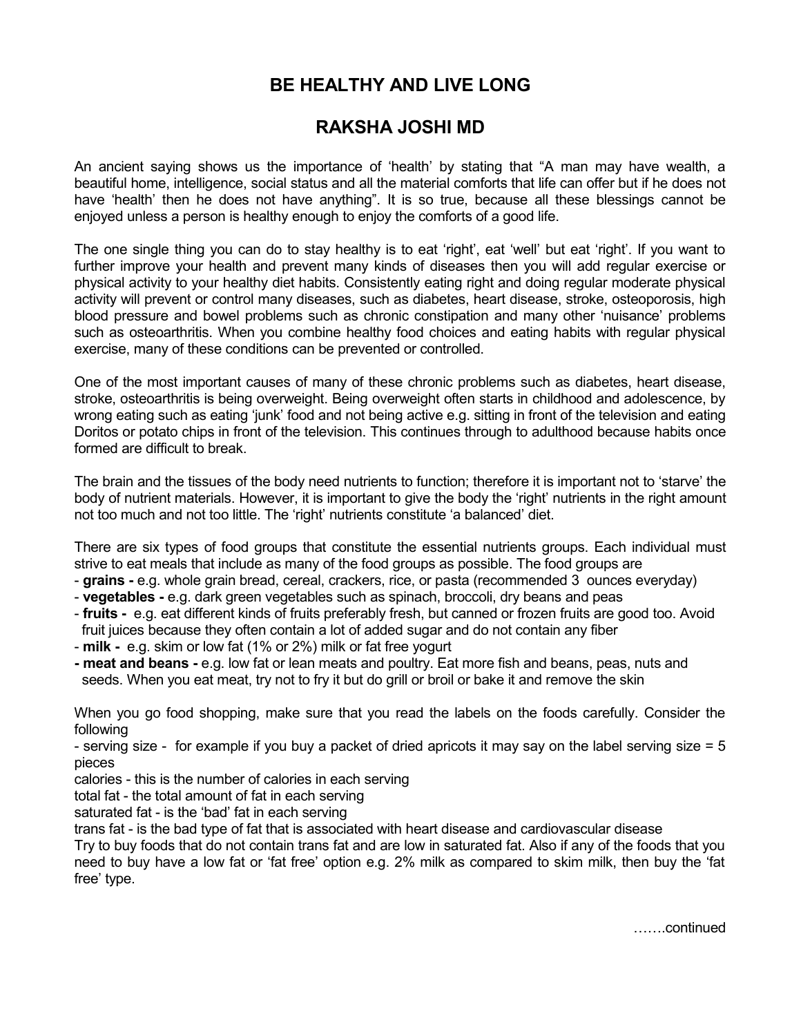# BE HEALTHY AND LIVE LONG

## RAKSHA JOSHI MD

An ancient saying shows us the importance of 'health' by stating that "A man may have wealth, a beautiful home, intelligence, social status and all the material comforts that life can offer but if he does not have 'health' then he does not have anything". It is so true, because all these blessings cannot be enjoyed unless a person is healthy enough to enjoy the comforts of a good life.

The one single thing you can do to stay healthy is to eat 'right', eat 'well' but eat 'right'. If you want to further improve your health and prevent many kinds of diseases then you will add regular exercise or physical activity to your healthy diet habits. Consistently eating right and doing regular moderate physical activity will prevent or control many diseases, such as diabetes, heart disease, stroke, osteoporosis, high blood pressure and bowel problems such as chronic constipation and many other 'nuisance' problems such as osteoarthritis. When you combine healthy food choices and eating habits with regular physical exercise, many of these conditions can be prevented or controlled.

One of the most important causes of many of these chronic problems such as diabetes, heart disease, stroke, osteoarthritis is being overweight. Being overweight often starts in childhood and adolescence, by wrong eating such as eating 'junk' food and not being active e.g. sitting in front of the television and eating Doritos or potato chips in front of the television. This continues through to adulthood because habits once formed are difficult to break.

The brain and the tissues of the body need nutrients to function; therefore it is important not to 'starve' the body of nutrient materials. However, it is important to give the body the 'right' nutrients in the right amount not too much and not too little. The 'right' nutrients constitute 'a balanced' diet.

There are six types of food groups that constitute the essential nutrients groups. Each individual must strive to eat meals that include as many of the food groups as possible. The food groups are

- **grains -** e.g. whole grain bread, cereal, crackers, rice, or pasta (recommended 3 ounces everyday)
- **vegetables -** e.g. dark green vegetables such as spinach, broccoli, dry beans and peas
- **fruits -** e.g. eat different kinds of fruits preferably fresh, but canned or frozen fruits are good too. Avoid fruit juices because they often contain a lot of added sugar and do not contain any fiber
- **milk -** e.g. skim or low fat (1% or 2%) milk or fat free yogurt
- **meat and beans -** e.g. low fat or lean meats and poultry. Eat more fish and beans, peas, nuts and seeds. When you eat meat, try not to fry it but do grill or broil or bake it and remove the skin

When you go food shopping, make sure that you read the labels on the foods carefully. Consider the following

- serving size - for example if you buy a packet of dried apricots it may say on the label serving size = 5 pieces

calories - this is the number of calories in each serving

total fat - the total amount of fat in each serving

saturated fat - is the 'bad' fat in each serving

trans fat - is the bad type of fat that is associated with heart disease and cardiovascular disease

Try to buy foods that do not contain trans fat and are low in saturated fat. Also if any of the foods that you need to buy have a low fat or 'fat free' option e.g. 2% milk as compared to skim milk, then buy the 'fat free' type.

…….continued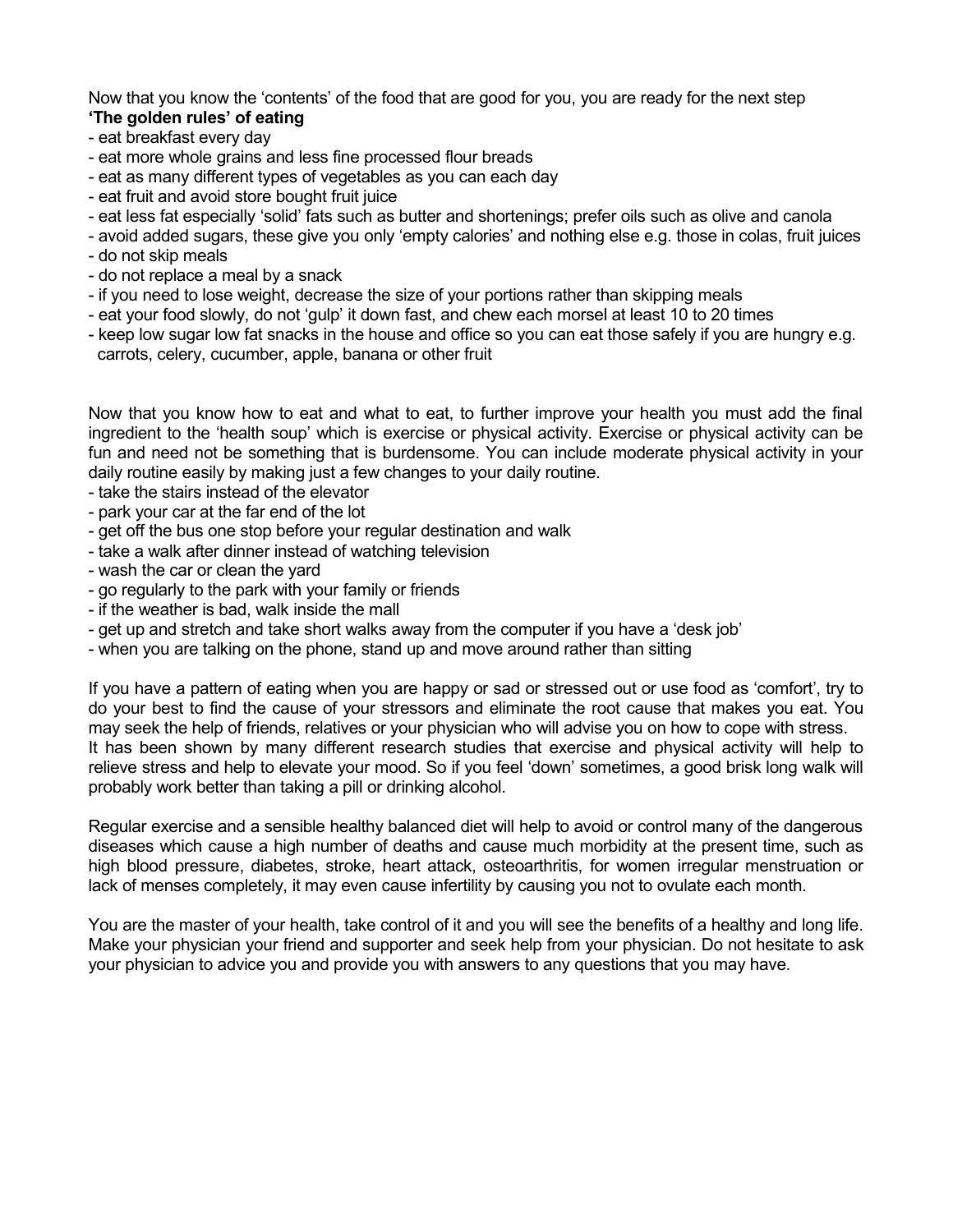Now that you know the 'contents' of the food that are good for you, you are ready for the next step

**'The golden rules' of eating**

- eat breakfast every day
- eat more whole grains and less fine processed flour breads
- eat as many different types of vegetables as you can each day
- eat fruit and avoid store bought fruit juice
- eat less fat especially 'solid' fats such as butter and shortenings; prefer oils such as olive and canola
- avoid added sugars, these give you only 'empty calories' and nothing else e.g. those in colas, fruit juices
- do not skip meals
- do not replace a meal by a snack
- if you need to lose weight, decrease the size of your portions rather than skipping meals
- eat your food slowly, do not 'gulp' it down fast, and chew each morsel at least 10 to 20 times
- keep low sugar low fat snacks in the house and office so you can eat those safely if you are hungry e.g. carrots, celery, cucumber, apple, banana or other fruit

Now that you know how to eat and what to eat, to further improve your health you must add the final ingredient to the 'health soup' which is exercise or physical activity. Exercise or physical activity can be fun and need not be something that is burdensome. You can include moderate physical activity in your daily routine easily by making just a few changes to your daily routine.

- take the stairs instead of the elevator
- park your car at the far end of the lot
- get off the bus one stop before your regular destination and walk
- take a walk after dinner instead of watching television
- wash the car or clean the yard
- go regularly to the park with your family or friends
- if the weather is bad, walk inside the mall
- get up and stretch and take short walks away from the computer if you have a 'desk job'
- when you are talking on the phone, stand up and move around rather than sitting

If you have a pattern of eating when you are happy or sad or stressed out or use food as 'comfort', try to do your best to find the cause of your stressors and eliminate the root cause that makes you eat. You may seek the help of friends, relatives or your physician who will advise you on how to cope with stress.
It has been shown by many different research studies that exercise and physical activity will help to relieve stress and help to elevate your mood. So if you feel 'down' sometimes, a good brisk long walk will probably work better than taking a pill or drinking alcohol.

Regular exercise and a sensible healthy balanced diet will help to avoid or control many of the dangerous diseases which cause a high number of deaths and cause much morbidity at the present time, such as high blood pressure, diabetes, stroke, heart attack, osteoarthritis, for women irregular menstruation or lack of menses completely, it may even cause infertility by causing you not to ovulate each month.

You are the master of your health, take control of it and you will see the benefits of a healthy and long life. Make your physician your friend and supporter and seek help from your physician. Do not hesitate to ask your physician to advice you and provide you with answers to any questions that you may have.